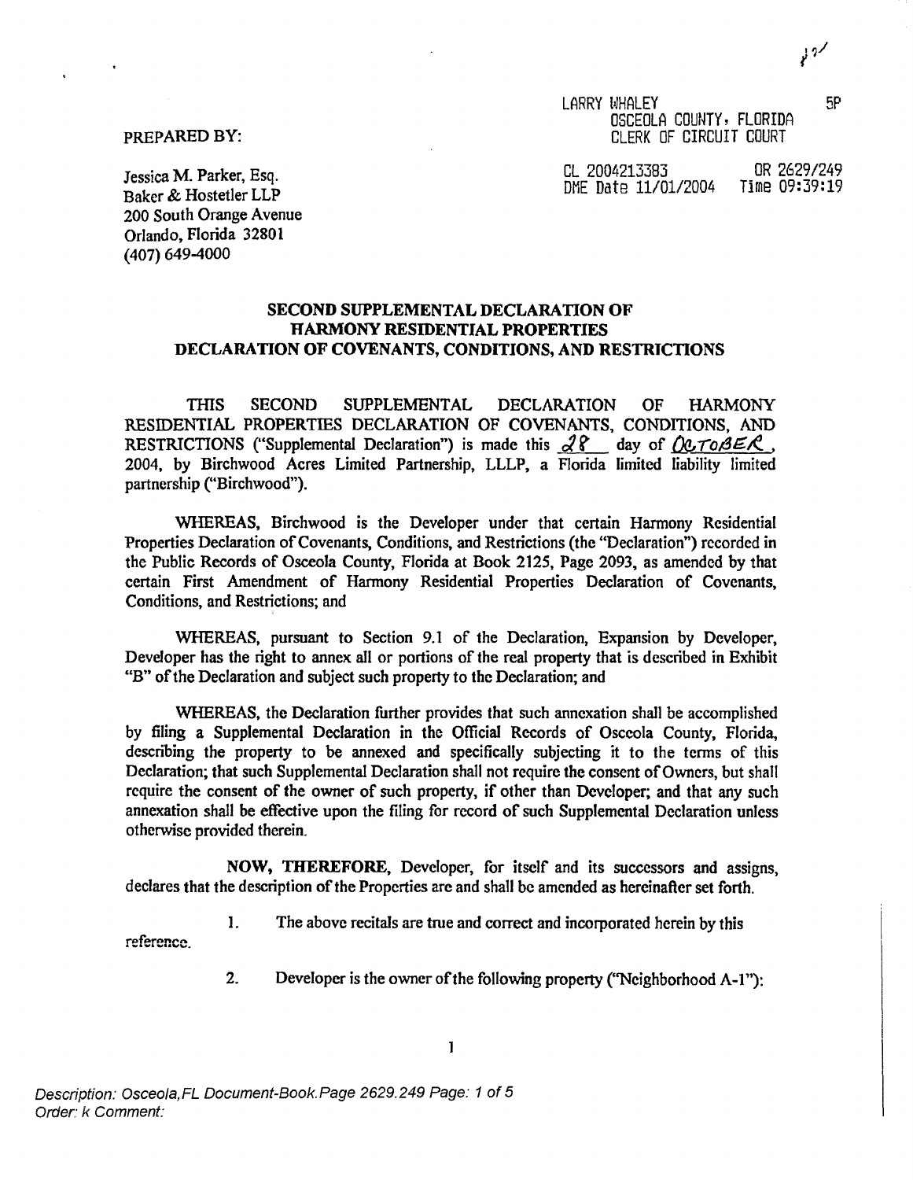PREPARED BY:

Jessica M. Parker, Esq.
Baker & Hostetler LLP
200 South Orange Avenue
Orlando, Florida 32801
(407) 649-4000

LARRY WHALEY
OSCEOLA COUNTY, FLORIDA
CLERK OF CIRCUIT COURT

CL 2004213383 OR 2629/249
DME Date 11/01/2004 Time 09:39:19

5P

## SECOND SUPPLEMENTAL DECLARATION OF HARMONY RESIDENTIAL PROPERTIES DECLARATION OF COVENANTS, CONDITIONS, AND RESTRICTIONS

THIS SECOND SUPPLEMENTAL DECLARATION OF HARMONY RESIDENTIAL PROPERTIES DECLARATION OF COVENANTS, CONDITIONS, AND RESTRICTIONS ("Supplemental Declaration") is made this 28 day of OCTOBER, 2004, by Birchwood Acres Limited Partnership, LLLP, a Florida limited liability limited partnership ("Birchwood").

WHEREAS, Birchwood is the Developer under that certain Harmony Residential Properties Declaration of Covenants, Conditions, and Restrictions (the "Declaration") recorded in the Public Records of Osceola County, Florida at Book 2125, Page 2093, as amended by that certain First Amendment of Harmony Residential Properties Declaration of Covenants, Conditions, and Restrictions; and

WHEREAS, pursuant to Section 9.1 of the Declaration, Expansion by Developer, Developer has the right to annex all or portions of the real property that is described in Exhibit "B" of the Declaration and subject such property to the Declaration; and

WHEREAS, the Declaration further provides that such annexation shall be accomplished by filing a Supplemental Declaration in the Official Records of Osceola County, Florida, describing the property to be annexed and specifically subjecting it to the terms of this Declaration; that such Supplemental Declaration shall not require the consent of Owners, but shall require the consent of the owner of such property, if other than Developer; and that any such annexation shall be effective upon the filing for record of such Supplemental Declaration unless otherwise provided therein.

**NOW, THEREFORE,** Developer, for itself and its successors and assigns, declares that the description of the Properties are and shall be amended as hereinafter set forth.

1. The above recitals are true and correct and incorporated herein by this reference.

2. Developer is the owner of the following property ("Neighborhood A-1"):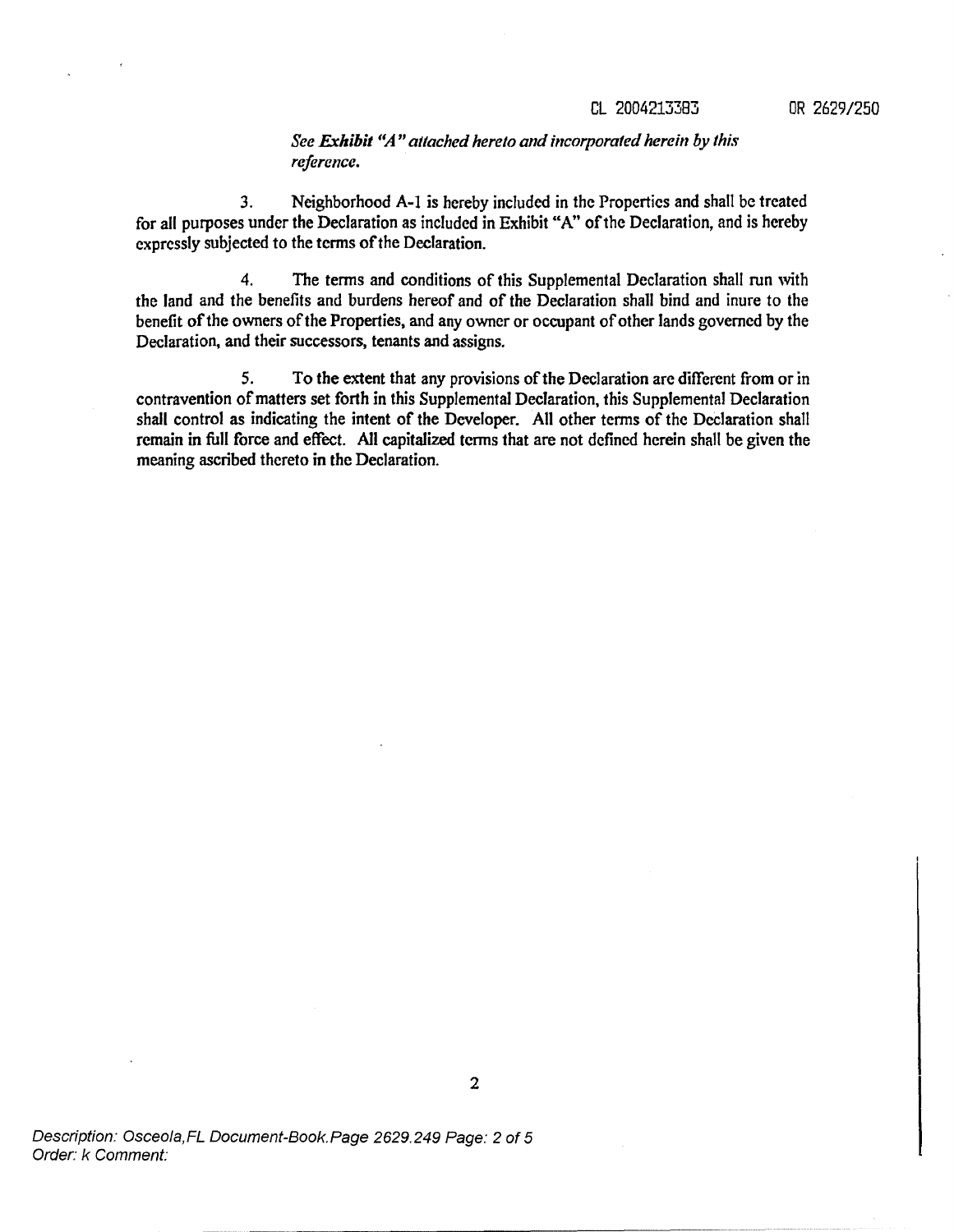*See **Exhibit "A"** attached hereto and incorporated herein by this reference.*

3. Neighborhood A-1 is hereby included in the Properties and shall be treated for all purposes under the Declaration as included in Exhibit "A" of the Declaration, and is hereby expressly subjected to the terms of the Declaration.

4. The terms and conditions of this Supplemental Declaration shall run with the land and the benefits and burdens hereof and of the Declaration shall bind and inure to the benefit of the owners of the Properties, and any owner or occupant of other lands governed by the Declaration, and their successors, tenants and assigns.

5. To the extent that any provisions of the Declaration are different from or in contravention of matters set forth in this Supplemental Declaration, this Supplemental Declaration shall control as indicating the intent of the Developer. All other terms of the Declaration shall remain in full force and effect. All capitalized terms that are not defined herein shall be given the meaning ascribed thereto in the Declaration.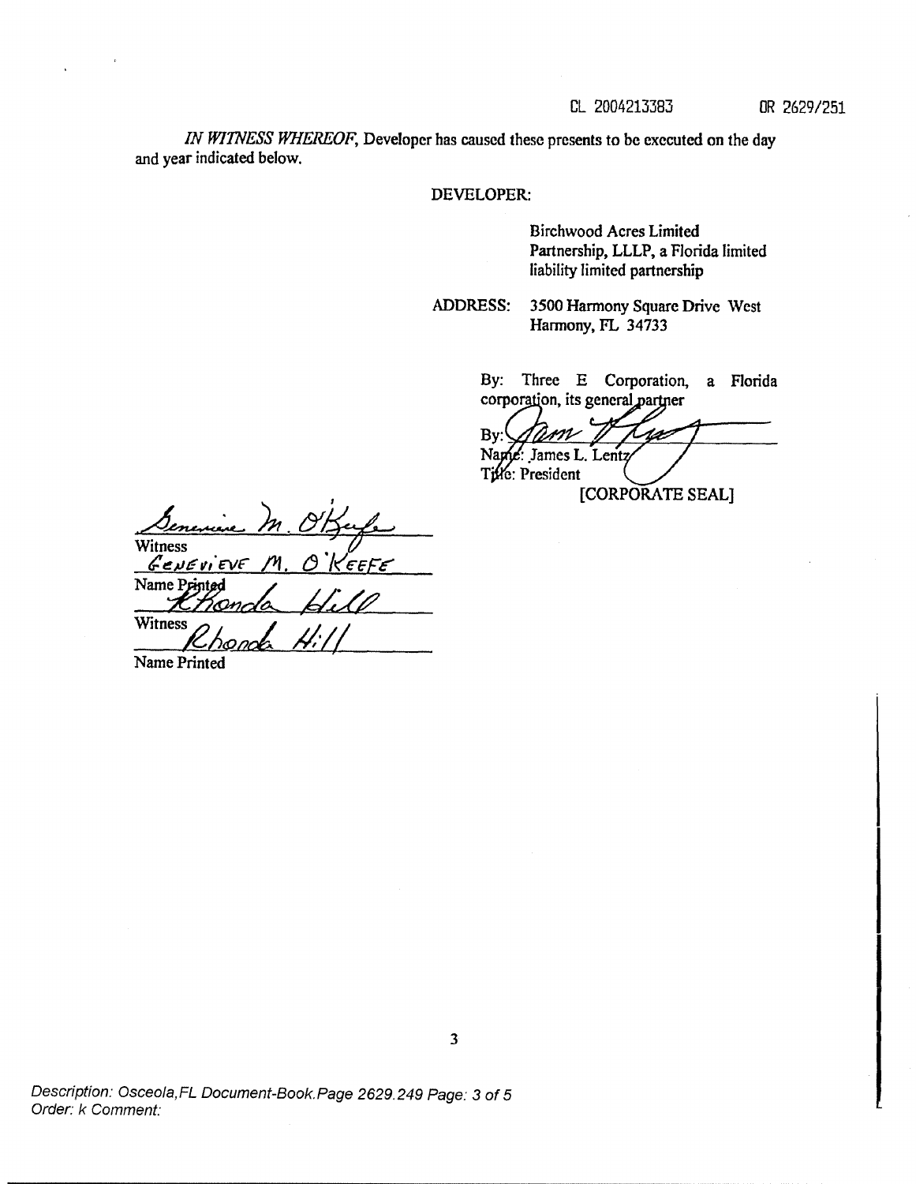CL 2004213383 OR 2629/251

*IN WITNESS WHEREOF*, Developer has caused these presents to be executed on the day and year indicated below.

DEVELOPER:

Birchwood Acres Limited Partnership, LLLP, a Florida limited liability limited partnership

ADDRESS: 3500 Harmony Square Drive West
Harmony, FL 34733

By: Three E Corporation, a Florida corporation, its general partner

By: ______________________
Name: James L. Lentz
Title: President

[CORPORATE SEAL]

______________________
Witness
GENEVIEVE M. O'KEEFE
Name Printed

______________________
Witness
Rhonda Hill
Name Printed

Description: Osceola,FL Document-Book.Page 2629.249 Page: 3 of 5
Order: k Comment: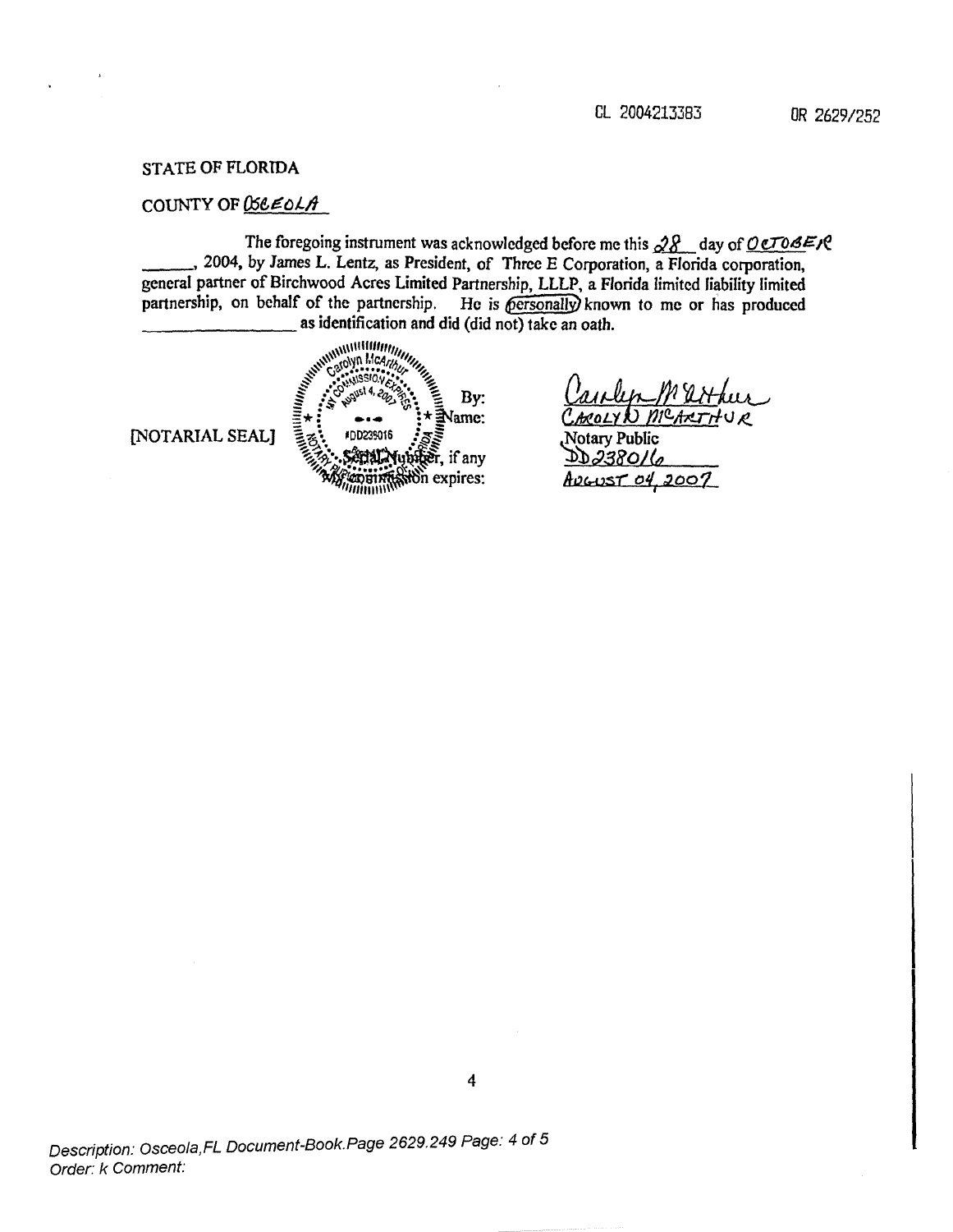CL 2004213383 OR 2629/252

STATE OF FLORIDA

COUNTY OF OSCEOLA

The foregoing instrument was acknowledged before me this 28 day of OCTOBER \_\_\_\_\_\_, 2004, by James L. Lentz, as President, of Three E Corporation, a Florida corporation, general partner of Birchwood Acres Limited Partnership, LLLP, a Florida limited liability limited partnership, on behalf of the partnership. He is (personally) known to me or has produced \_\_\_\_\_\_\_\_\_\_\_\_\_\_\_\_\_ as identification and did (did not) take an oath.

[NOTARIAL SEAL]

Carolyn McArthur
MY COMMISSION EXPIRES August 4, 2007
#DD238016
NOTARY PUBLIC STATE OF FLORIDA

By: Carolyn McArthur
Name: CAROLYN MCARTHUR
Notary Public
Serial Number, if any: DD238016
My commission expires: AUGUST 04, 2007

Description: Osceola,FL Document-Book.Page 2629.249 Page: 4 of 5
Order: k Comment: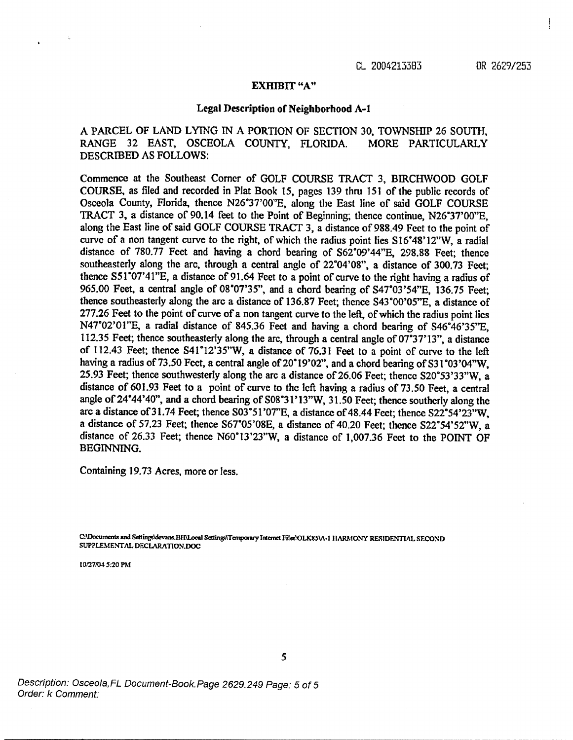CL 2004213383 OR 2629/253

## EXHIBIT "A"

### Legal Description of Neighborhood A-1

A PARCEL OF LAND LYING IN A PORTION OF SECTION 30, TOWNSHIP 26 SOUTH, RANGE 32 EAST, OSCEOLA COUNTY, FLORIDA. MORE PARTICULARLY DESCRIBED AS FOLLOWS:

Commence at the Southeast Corner of GOLF COURSE TRACT 3, BIRCHWOOD GOLF COURSE, as filed and recorded in Plat Book 15, pages 139 thru 151 of the public records of Osceola County, Florida, thence N26°37'00"E, along the East line of said GOLF COURSE TRACT 3, a distance of 90.14 feet to the Point of Beginning; thence continue, N26°37'00"E, along the East line of said GOLF COURSE TRACT 3, a distance of 988.49 Feet to the point of curve of a non tangent curve to the right, of which the radius point lies S16°48'12"W, a radial distance of 780.77 Feet and having a chord bearing of S62°09'44"E, 298.88 Feet; thence southeasterly along the arc, through a central angle of 22°04'08", a distance of 300.73 Feet; thence S51°07'41"E, a distance of 91.64 Feet to a point of curve to the right having a radius of 965.00 Feet, a central angle of 08°07'35", and a chord bearing of S47°03'54"E, 136.75 Feet; thence southeasterly along the arc a distance of 136.87 Feet; thence S43°00'05"E, a distance of 277.26 Feet to the point of curve of a non tangent curve to the left, of which the radius point lies N47°02'01"E, a radial distance of 845.36 Feet and having a chord bearing of S46°46'35"E, 112.35 Feet; thence southeasterly along the arc, through a central angle of 07°37'13", a distance of 112.43 Feet; thence S41°12'35"W, a distance of 76.31 Feet to a point of curve to the left having a radius of 73.50 Feet, a central angle of 20°19'02", and a chord bearing of S31°03'04"W, 25.93 Feet; thence southwesterly along the arc a distance of 26.06 Feet; thence S20°53'33"W, a distance of 601.93 Feet to a point of curve to the left having a radius of 73.50 Feet, a central angle of 24°44'40", and a chord bearing of S08°31'13"W, 31.50 Feet; thence southerly along the arc a distance of 31.74 Feet; thence S03°51'07"E, a distance of 48.44 Feet; thence S22°54'23"W, a distance of 57.23 Feet; thence S67°05'08E, a distance of 40.20 Feet; thence S22°54'52"W, a distance of 26.33 Feet; thence N60°13'23"W, a distance of 1,007.36 Feet to the POINT OF BEGINNING.

Containing 19.73 Acres, more or less.

C:\Documents and Settings\devans.BH\Local Settings\Temporary Internet Files\OLK85\A-1 HARMONY RESIDENTIAL SECOND SUPPLEMENTAL DECLARATION.DOC

10/27/04 5:20 PM

Description: Osceola,FL Document-Book.Page 2629.249 Page: 5 of 5
Order: k Comment: